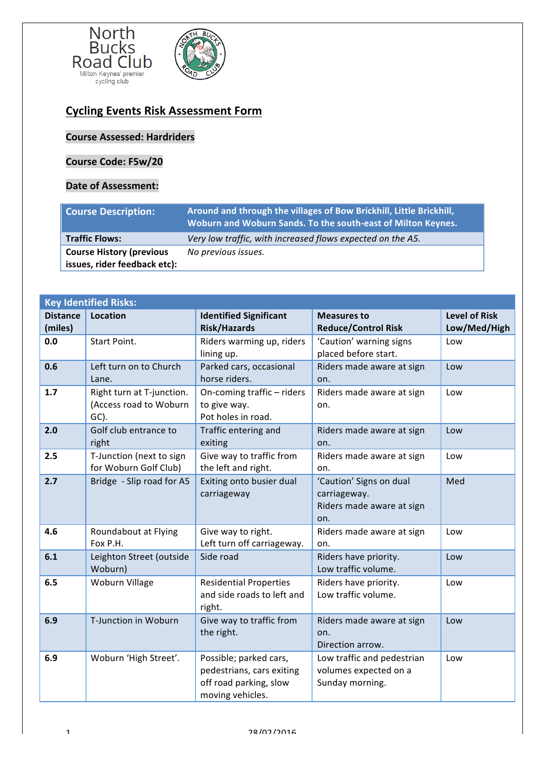North Bucks Road Club
Milton Keynes' premier cycling club

# Cycling Events Risk Assessment Form

**Course Assessed: Hardriders**

**Course Code: F5w/20**

**Date of Assessment:**

| **Course Description:** | **Around and through the villages of Bow Brickhill, Little Brickhill, Woburn and Woburn Sands. To the south-east of Milton Keynes.** |
|---|---|
| **Traffic Flows:** | *Very low traffic, with increased flows expected on the A5.* |
| **Course History (previous issues, rider feedback etc):** | *No previous issues.* |

**Key Identified Risks:**

| Distance (miles) | Location | Identified Significant Risk/Hazards | Measures to Reduce/Control Risk | Level of Risk Low/Med/High |
|---|---|---|---|---|
| **0.0** | Start Point. | Riders warming up, riders lining up. | 'Caution' warning signs placed before start. | Low |
| **0.6** | Left turn on to Church Lane. | Parked cars, occasional horse riders. | Riders made aware at sign on. | Low |
| **1.7** | Right turn at T-junction. (Access road to Woburn GC). | On-coming traffic – riders to give way. Pot holes in road. | Riders made aware at sign on. | Low |
| **2.0** | Golf club entrance to right | Traffic entering and exiting | Riders made aware at sign on. | Low |
| **2.5** | T-Junction (next to sign for Woburn Golf Club) | Give way to traffic from the left and right. | Riders made aware at sign on. | Low |
| **2.7** | Bridge - Slip road for A5 | Exiting onto busier dual carriageway | 'Caution' Signs on dual carriageway. Riders made aware at sign on. | Med |
| **4.6** | Roundabout at Flying Fox P.H. | Give way to right. Left turn off carriageway. | Riders made aware at sign on. | Low |
| **6.1** | Leighton Street (outside Woburn) | Side road | Riders have priority. Low traffic volume. | Low |
| **6.5** | Woburn Village | Residential Properties and side roads to left and right. | Riders have priority. Low traffic volume. | Low |
| **6.9** | T-Junction in Woburn | Give way to traffic from the right. | Riders made aware at sign on. Direction arrow. | Low |
| **6.9** | Woburn 'High Street'. | Possible; parked cars, pedestrians, cars exiting off road parking, slow moving vehicles. | Low traffic and pedestrian volumes expected on a Sunday morning. | Low |

28/02/2016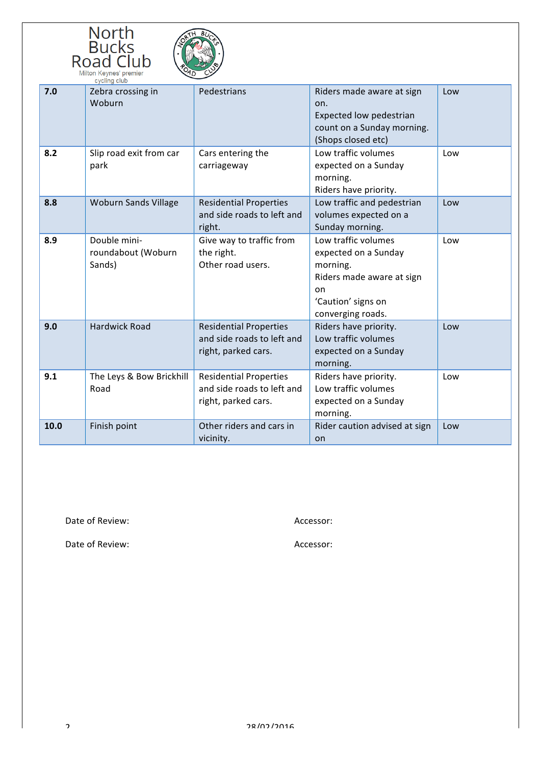| | | | | |
|---|---|---|---|---|
| **7.0** | Zebra crossing in Woburn | Pedestrians | Riders made aware at sign on. Expected low pedestrian count on a Sunday morning. (Shops closed etc) | Low |
| **8.2** | Slip road exit from car park | Cars entering the carriageway | Low traffic volumes expected on a Sunday morning. Riders have priority. | Low |
| **8.8** | Woburn Sands Village | Residential Properties and side roads to left and right. | Low traffic and pedestrian volumes expected on a Sunday morning. | Low |
| **8.9** | Double mini-roundabout (Woburn Sands) | Give way to traffic from the right. Other road users. | Low traffic volumes expected on a Sunday morning. Riders made aware at sign on 'Caution' signs on converging roads. | Low |
| **9.0** | Hardwick Road | Residential Properties and side roads to left and right, parked cars. | Riders have priority. Low traffic volumes expected on a Sunday morning. | Low |
| **9.1** | The Leys & Bow Brickhill Road | Residential Properties and side roads to left and right, parked cars. | Riders have priority. Low traffic volumes expected on a Sunday morning. | Low |
| **10.0** | Finish point | Other riders and cars in vicinity. | Rider caution advised at sign on | Low |

Date of Review: Accessor:

Date of Review: Accessor: